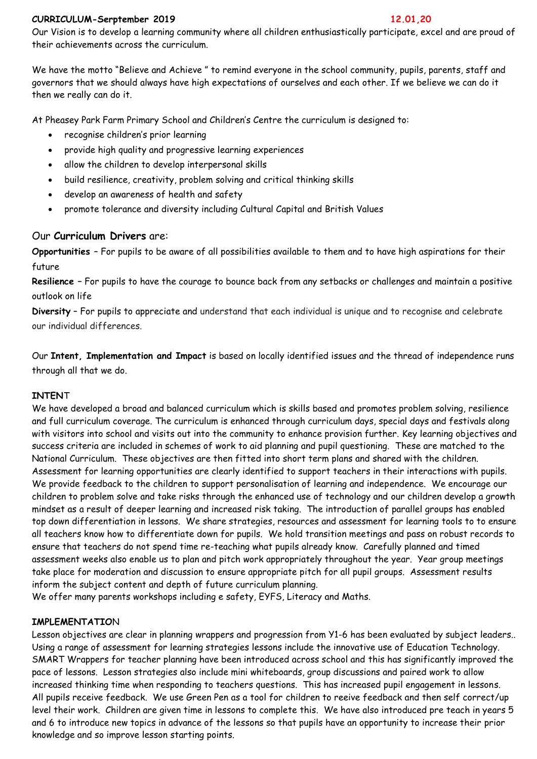**CURRICULUM-Serptember 2019** **12.01,20**

Our Vision is to develop a learning community where all children enthusiastically participate, excel and are proud of their achievements across the curriculum.

We have the motto "Believe and Achieve " to remind everyone in the school community, pupils, parents, staff and governors that we should always have high expectations of ourselves and each other. If we believe we can do it then we really can do it.

At Pheasey Park Farm Primary School and Children's Centre the curriculum is designed to:

- recognise children's prior learning
- provide high quality and progressive learning experiences
- allow the children to develop interpersonal skills
- build resilience, creativity, problem solving and critical thinking skills
- develop an awareness of health and safety
- promote tolerance and diversity including Cultural Capital and British Values

## Our **Curriculum Drivers** are:

**Opportunities** – For pupils to be aware of all possibilities available to them and to have high aspirations for their future

**Resilience** – For pupils to have the courage to bounce back from any setbacks or challenges and maintain a positive outlook on life

**Diversity** – For pupils to appreciate and understand that each individual is unique and to recognise and celebrate our individual differences.

Our **Intent, Implementation and Impact** is based on locally identified issues and the thread of independence runs through all that we do.

### INTENT

We have developed a broad and balanced curriculum which is skills based and promotes problem solving, resilience and full curriculum coverage. The curriculum is enhanced through curriculum days, special days and festivals along with visitors into school and visits out into the community to enhance provision further. Key learning objectives and success criteria are included in schemes of work to aid planning and pupil questioning. These are matched to the National Curriculum. These objectives are then fitted into short term plans and shared with the children. Assessment for learning opportunities are clearly identified to support teachers in their interactions with pupils. We provide feedback to the children to support personalisation of learning and independence. We encourage our children to problem solve and take risks through the enhanced use of technology and our children develop a growth mindset as a result of deeper learning and increased risk taking. The introduction of parallel groups has enabled top down differentiation in lessons. We share strategies, resources and assessment for learning tools to to ensure all teachers know how to differentiate down for pupils. We hold transition meetings and pass on robust records to ensure that teachers do not spend time re-teaching what pupils already know. Carefully planned and timed assessment weeks also enable us to plan and pitch work appropriately throughout the year. Year group meetings take place for moderation and discussion to ensure appropriate pitch for all pupil groups. Assessment results inform the subject content and depth of future curriculum planning.

We offer many parents workshops including e safety, EYFS, Literacy and Maths.

### IMPLEMENTATION

Lesson objectives are clear in planning wrappers and progression from Y1-6 has been evaluated by subject leaders.. Using a range of assessment for learning strategies lessons include the innovative use of Education Technology. SMART Wrappers for teacher planning have been introduced across school and this has significantly improved the pace of lessons. Lesson strategies also include mini whiteboards, group discussions and paired work to allow increased thinking time when responding to teachers questions. This has increased pupil engagement in lessons. All pupils receive feedback. We use Green Pen as a tool for children to reeive feedback and then self correct/up level their work. Children are given time in lessons to complete this. We have also introduced pre teach in years 5 and 6 to introduce new topics in advance of the lessons so that pupils have an opportunity to increase their prior knowledge and so improve lesson starting points.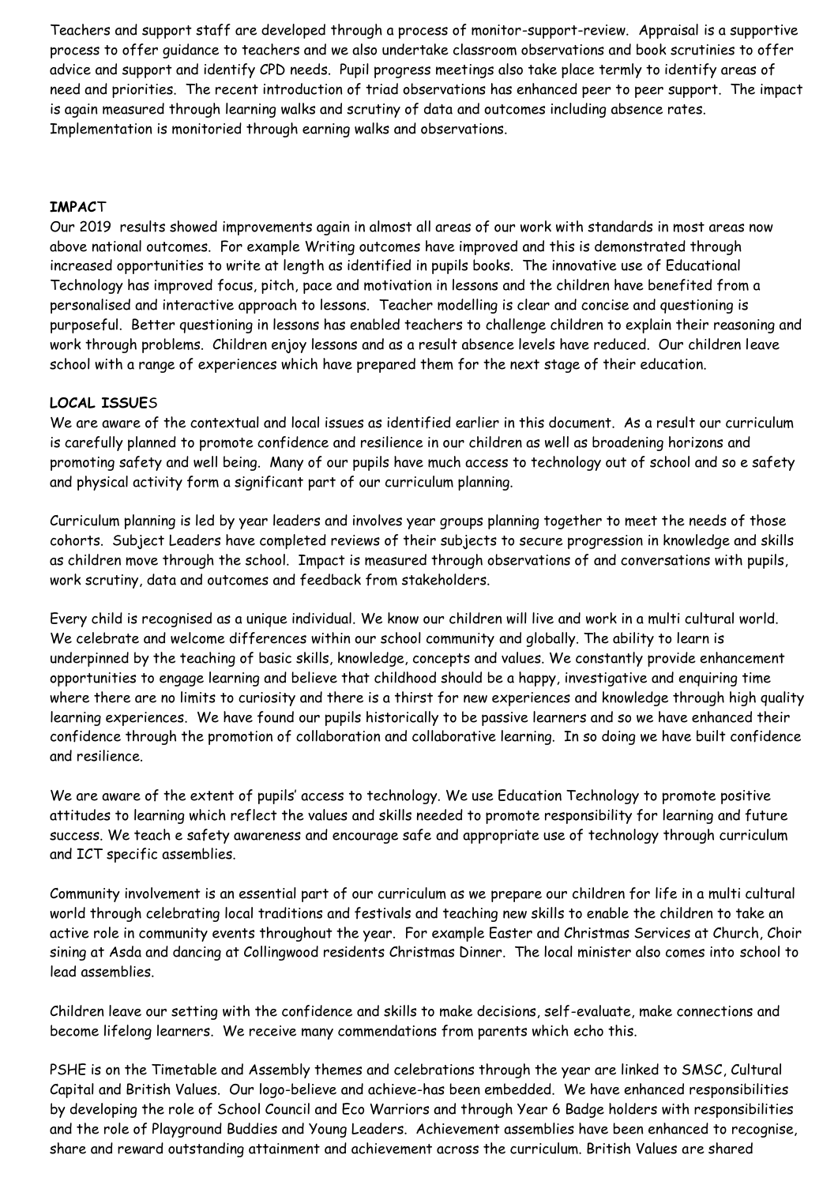Teachers and support staff are developed through a process of monitor-support-review. Appraisal is a supportive process to offer guidance to teachers and we also undertake classroom observations and book scrutinies to offer advice and support and identify CPD needs. Pupil progress meetings also take place termly to identify areas of need and priorities. The recent introduction of triad observations has enhanced peer to peer support. The impact is again measured through learning walks and scrutiny of data and outcomes including absence rates. Implementation is monitoried through earning walks and observations.

**IMPACT**

Our 2019 results showed improvements again in almost all areas of our work with standards in most areas now above national outcomes. For example Writing outcomes have improved and this is demonstrated through increased opportunities to write at length as identified in pupils books. The innovative use of Educational Technology has improved focus, pitch, pace and motivation in lessons and the children have benefited from a personalised and interactive approach to lessons. Teacher modelling is clear and concise and questioning is purposeful. Better questioning in lessons has enabled teachers to challenge children to explain their reasoning and work through problems. Children enjoy lessons and as a result absence levels have reduced. Our children leave school with a range of experiences which have prepared them for the next stage of their education.

**LOCAL ISSUES**

We are aware of the contextual and local issues as identified earlier in this document. As a result our curriculum is carefully planned to promote confidence and resilience in our children as well as broadening horizons and promoting safety and well being. Many of our pupils have much access to technology out of school and so e safety and physical activity form a significant part of our curriculum planning.

Curriculum planning is led by year leaders and involves year groups planning together to meet the needs of those cohorts. Subject Leaders have completed reviews of their subjects to secure progression in knowledge and skills as children move through the school. Impact is measured through observations of and conversations with pupils, work scrutiny, data and outcomes and feedback from stakeholders.

Every child is recognised as a unique individual. We know our children will live and work in a multi cultural world. We celebrate and welcome differences within our school community and globally. The ability to learn is underpinned by the teaching of basic skills, knowledge, concepts and values. We constantly provide enhancement opportunities to engage learning and believe that childhood should be a happy, investigative and enquiring time where there are no limits to curiosity and there is a thirst for new experiences and knowledge through high quality learning experiences. We have found our pupils historically to be passive learners and so we have enhanced their confidence through the promotion of collaboration and collaborative learning. In so doing we have built confidence and resilience.

We are aware of the extent of pupils' access to technology. We use Education Technology to promote positive attitudes to learning which reflect the values and skills needed to promote responsibility for learning and future success. We teach e safety awareness and encourage safe and appropriate use of technology through curriculum and ICT specific assemblies.

Community involvement is an essential part of our curriculum as we prepare our children for life in a multi cultural world through celebrating local traditions and festivals and teaching new skills to enable the children to take an active role in community events throughout the year. For example Easter and Christmas Services at Church, Choir sining at Asda and dancing at Collingwood residents Christmas Dinner. The local minister also comes into school to lead assemblies.

Children leave our setting with the confidence and skills to make decisions, self-evaluate, make connections and become lifelong learners. We receive many commendations from parents which echo this.

PSHE is on the Timetable and Assembly themes and celebrations through the year are linked to SMSC, Cultural Capital and British Values. Our logo-believe and achieve-has been embedded. We have enhanced responsibilities by developing the role of School Council and Eco Warriors and through Year 6 Badge holders with responsibilities and the role of Playground Buddies and Young Leaders. Achievement assemblies have been enhanced to recognise, share and reward outstanding attainment and achievement across the curriculum. British Values are shared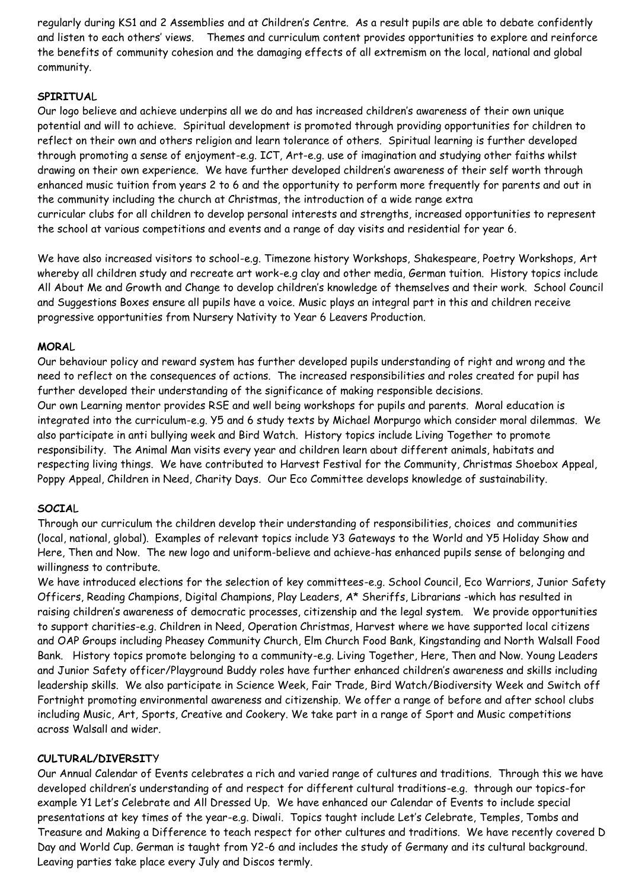regularly during KS1 and 2 Assemblies and at Children's Centre. As a result pupils are able to debate confidently and listen to each others' views. Themes and curriculum content provides opportunities to explore and reinforce the benefits of community cohesion and the damaging effects of all extremism on the local, national and global community.

**SPIRITUAL**

Our logo believe and achieve underpins all we do and has increased children's awareness of their own unique potential and will to achieve. Spiritual development is promoted through providing opportunities for children to reflect on their own and others religion and learn tolerance of others. Spiritual learning is further developed through promoting a sense of enjoyment-e.g. ICT, Art-e.g. use of imagination and studying other faiths whilst drawing on their own experience. We have further developed children's awareness of their self worth through enhanced music tuition from years 2 to 6 and the opportunity to perform more frequently for parents and out in the community including the church at Christmas, the introduction of a wide range extra curricular clubs for all children to develop personal interests and strengths, increased opportunities to represent the school at various competitions and events and a range of day visits and residential for year 6.

We have also increased visitors to school-e.g. Timezone history Workshops, Shakespeare, Poetry Workshops, Art whereby all children study and recreate art work-e.g clay and other media, German tuition. History topics include All About Me and Growth and Change to develop children's knowledge of themselves and their work. School Council and Suggestions Boxes ensure all pupils have a voice. Music plays an integral part in this and children receive progressive opportunities from Nursery Nativity to Year 6 Leavers Production.

**MORAL**

Our behaviour policy and reward system has further developed pupils understanding of right and wrong and the need to reflect on the consequences of actions. The increased responsibilities and roles created for pupil has further developed their understanding of the significance of making responsible decisions.
Our own Learning mentor provides RSE and well being workshops for pupils and parents. Moral education is integrated into the curriculum-e.g. Y5 and 6 study texts by Michael Morpurgo which consider moral dilemmas. We also participate in anti bullying week and Bird Watch. History topics include Living Together to promote responsibility. The Animal Man visits every year and children learn about different animals, habitats and respecting living things. We have contributed to Harvest Festival for the Community, Christmas Shoebox Appeal, Poppy Appeal, Children in Need, Charity Days. Our Eco Committee develops knowledge of sustainability.

**SOCIAL**

Through our curriculum the children develop their understanding of responsibilities, choices and communities (local, national, global). Examples of relevant topics include Y3 Gateways to the World and Y5 Holiday Show and Here, Then and Now. The new logo and uniform-believe and achieve-has enhanced pupils sense of belonging and willingness to contribute.
We have introduced elections for the selection of key committees-e.g. School Council, Eco Warriors, Junior Safety Officers, Reading Champions, Digital Champions, Play Leaders, A* Sheriffs, Librarians -which has resulted in raising children's awareness of democratic processes, citizenship and the legal system. We provide opportunities to support charities-e.g. Children in Need, Operation Christmas, Harvest where we have supported local citizens and OAP Groups including Pheasey Community Church, Elm Church Food Bank, Kingstanding and North Walsall Food Bank. History topics promote belonging to a community-e.g. Living Together, Here, Then and Now. Young Leaders and Junior Safety officer/Playground Buddy roles have further enhanced children's awareness and skills including leadership skills. We also participate in Science Week, Fair Trade, Bird Watch/Biodiversity Week and Switch off Fortnight promoting environmental awareness and citizenship. We offer a range of before and after school clubs including Music, Art, Sports, Creative and Cookery. We take part in a range of Sport and Music competitions across Walsall and wider.

**CULTURAL/DIVERSITY**

Our Annual Calendar of Events celebrates a rich and varied range of cultures and traditions. Through this we have developed children's understanding of and respect for different cultural traditions-e.g. through our topics-for example Y1 Let's Celebrate and All Dressed Up. We have enhanced our Calendar of Events to include special presentations at key times of the year-e.g. Diwali. Topics taught include Let's Celebrate, Temples, Tombs and Treasure and Making a Difference to teach respect for other cultures and traditions. We have recently covered D Day and World Cup. German is taught from Y2-6 and includes the study of Germany and its cultural background. Leaving parties take place every July and Discos termly.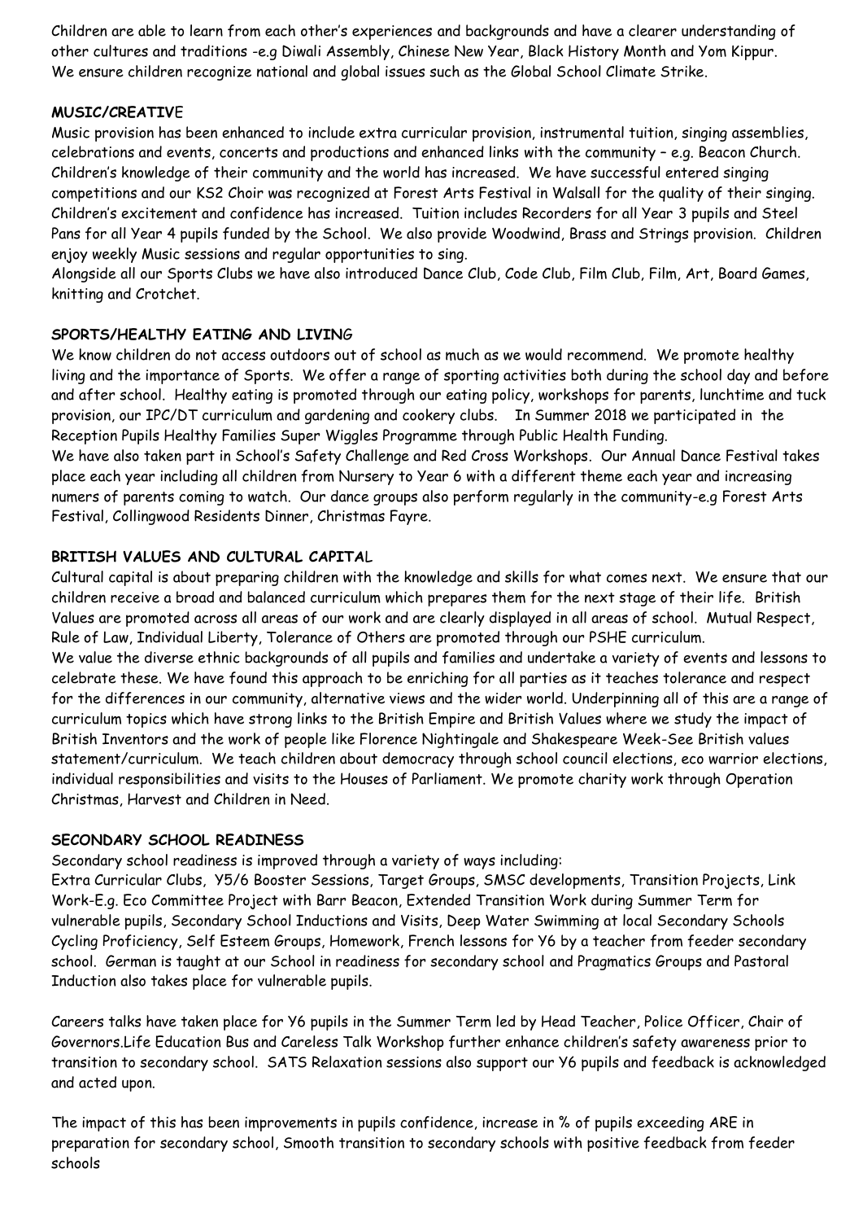Children are able to learn from each other's experiences and backgrounds and have a clearer understanding of other cultures and traditions -e.g Diwali Assembly, Chinese New Year, Black History Month and Yom Kippur. We ensure children recognize national and global issues such as the Global School Climate Strike.

**MUSIC/CREATIVE**

Music provision has been enhanced to include extra curricular provision, instrumental tuition, singing assemblies, celebrations and events, concerts and productions and enhanced links with the community – e.g. Beacon Church. Children's knowledge of their community and the world has increased. We have successful entered singing competitions and our KS2 Choir was recognized at Forest Arts Festival in Walsall for the quality of their singing. Children's excitement and confidence has increased. Tuition includes Recorders for all Year 3 pupils and Steel Pans for all Year 4 pupils funded by the School. We also provide Woodwind, Brass and Strings provision. Children enjoy weekly Music sessions and regular opportunities to sing.

Alongside all our Sports Clubs we have also introduced Dance Club, Code Club, Film Club, Film, Art, Board Games, knitting and Crotchet.

**SPORTS/HEALTHY EATING AND LIVING**

We know children do not access outdoors out of school as much as we would recommend. We promote healthy living and the importance of Sports. We offer a range of sporting activities both during the school day and before and after school. Healthy eating is promoted through our eating policy, workshops for parents, lunchtime and tuck provision, our IPC/DT curriculum and gardening and cookery clubs. In Summer 2018 we participated in the Reception Pupils Healthy Families Super Wiggles Programme through Public Health Funding.

We have also taken part in School's Safety Challenge and Red Cross Workshops. Our Annual Dance Festival takes place each year including all children from Nursery to Year 6 with a different theme each year and increasing numers of parents coming to watch. Our dance groups also perform regularly in the community-e.g Forest Arts Festival, Collingwood Residents Dinner, Christmas Fayre.

**BRITISH VALUES AND CULTURAL CAPITAL**

Cultural capital is about preparing children with the knowledge and skills for what comes next. We ensure that our children receive a broad and balanced curriculum which prepares them for the next stage of their life. British Values are promoted across all areas of our work and are clearly displayed in all areas of school. Mutual Respect, Rule of Law, Individual Liberty, Tolerance of Others are promoted through our PSHE curriculum.

We value the diverse ethnic backgrounds of all pupils and families and undertake a variety of events and lessons to celebrate these. We have found this approach to be enriching for all parties as it teaches tolerance and respect for the differences in our community, alternative views and the wider world. Underpinning all of this are a range of curriculum topics which have strong links to the British Empire and British Values where we study the impact of British Inventors and the work of people like Florence Nightingale and Shakespeare Week-See British values statement/curriculum. We teach children about democracy through school council elections, eco warrior elections, individual responsibilities and visits to the Houses of Parliament. We promote charity work through Operation Christmas, Harvest and Children in Need.

**SECONDARY SCHOOL READINESS**

Secondary school readiness is improved through a variety of ways including:

Extra Curricular Clubs, Y5/6 Booster Sessions, Target Groups, SMSC developments, Transition Projects, Link Work-E.g. Eco Committee Project with Barr Beacon, Extended Transition Work during Summer Term for vulnerable pupils, Secondary School Inductions and Visits, Deep Water Swimming at local Secondary Schools Cycling Proficiency, Self Esteem Groups, Homework, French lessons for Y6 by a teacher from feeder secondary school. German is taught at our School in readiness for secondary school and Pragmatics Groups and Pastoral Induction also takes place for vulnerable pupils.

Careers talks have taken place for Y6 pupils in the Summer Term led by Head Teacher, Police Officer, Chair of Governors.Life Education Bus and Careless Talk Workshop further enhance children's safety awareness prior to transition to secondary school. SATS Relaxation sessions also support our Y6 pupils and feedback is acknowledged and acted upon.

The impact of this has been improvements in pupils confidence, increase in % of pupils exceeding ARE in preparation for secondary school, Smooth transition to secondary schools with positive feedback from feeder schools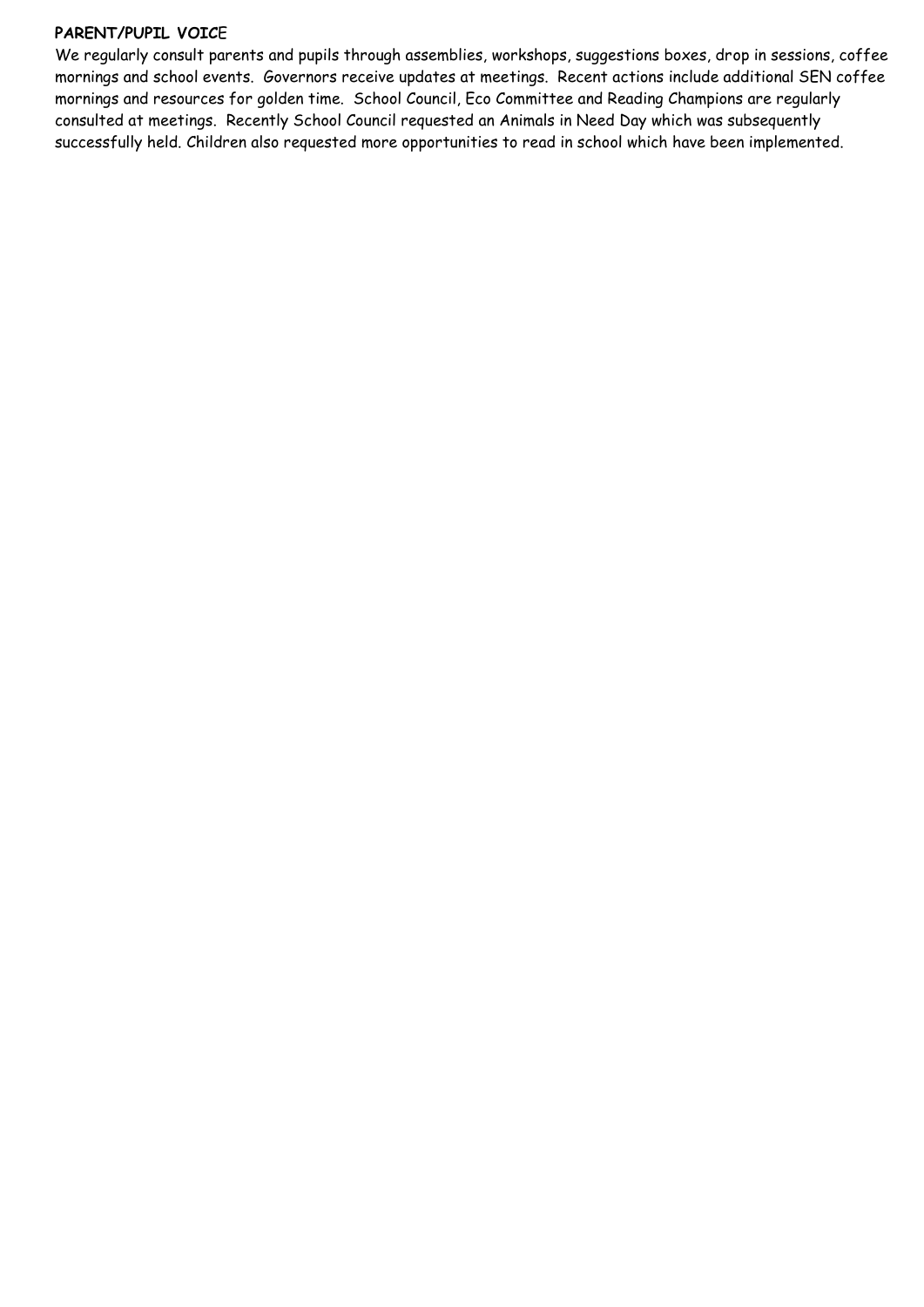**PARENT/PUPIL VOICE**

We regularly consult parents and pupils through assemblies, workshops, suggestions boxes, drop in sessions, coffee mornings and school events. Governors receive updates at meetings. Recent actions include additional SEN coffee mornings and resources for golden time. School Council, Eco Committee and Reading Champions are regularly consulted at meetings. Recently School Council requested an Animals in Need Day which was subsequently successfully held. Children also requested more opportunities to read in school which have been implemented.